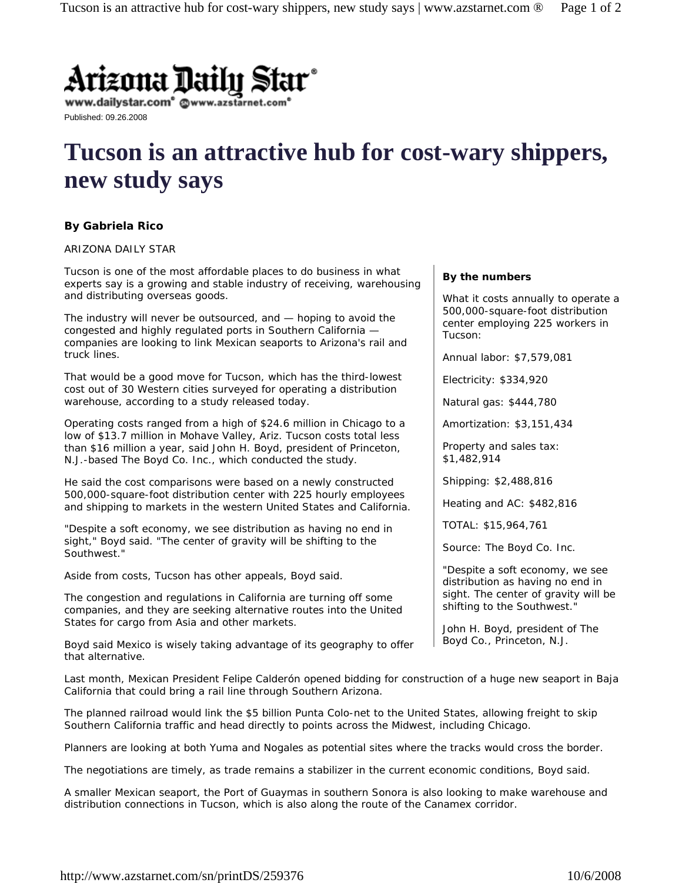Arizona Daily Star

www.dailystar.com® www.azstarnet.com®

Published: 09.26.2008

# Tucson is an attractive hub for cost-wary shippers, new study says

**By Gabriela Rico**

ARIZONA DAILY STAR

Tucson is one of the most affordable places to do business in what experts say is a growing and stable industry of receiving, warehousing and distributing overseas goods.

The industry will never be outsourced, and — hoping to avoid the congested and highly regulated ports in Southern California — companies are looking to link Mexican seaports to Arizona's rail and truck lines.

That would be a good move for Tucson, which has the third-lowest cost out of 30 Western cities surveyed for operating a distribution warehouse, according to a study released today.

Operating costs ranged from a high of $24.6 million in Chicago to a low of $13.7 million in Mohave Valley, Ariz. Tucson costs total less than $16 million a year, said John H. Boyd, president of Princeton, N.J.-based The Boyd Co. Inc., which conducted the study.

He said the cost comparisons were based on a newly constructed 500,000-square-foot distribution center with 225 hourly employees and shipping to markets in the western United States and California.

"Despite a soft economy, we see distribution as having no end in sight," Boyd said. "The center of gravity will be shifting to the Southwest."

Aside from costs, Tucson has other appeals, Boyd said.

The congestion and regulations in California are turning off some companies, and they are seeking alternative routes into the United States for cargo from Asia and other markets.

Boyd said Mexico is wisely taking advantage of its geography to offer that alternative.

**By the numbers**

What it costs annually to operate a 500,000-square-foot distribution center employing 225 workers in Tucson:

Annual labor: $7,579,081

Electricity: $334,920

Natural gas: $444,780

Amortization: $3,151,434

Property and sales tax: $1,482,914

Shipping: $2,488,816

Heating and AC: $482,816

TOTAL: $15,964,761

Source: The Boyd Co. Inc.

"Despite a soft economy, we see distribution as having no end in sight. The center of gravity will be shifting to the Southwest."

John H. Boyd, president of The Boyd Co., Princeton, N.J.

Last month, Mexican President Felipe Calderón opened bidding for construction of a huge new seaport in Baja California that could bring a rail line through Southern Arizona.

The planned railroad would link the $5 billion Punta Colo-net to the United States, allowing freight to skip Southern California traffic and head directly to points across the Midwest, including Chicago.

Planners are looking at both Yuma and Nogales as potential sites where the tracks would cross the border.

The negotiations are timely, as trade remains a stabilizer in the current economic conditions, Boyd said.

A smaller Mexican seaport, the Port of Guaymas in southern Sonora is also looking to make warehouse and distribution connections in Tucson, which is also along the route of the Canamex corridor.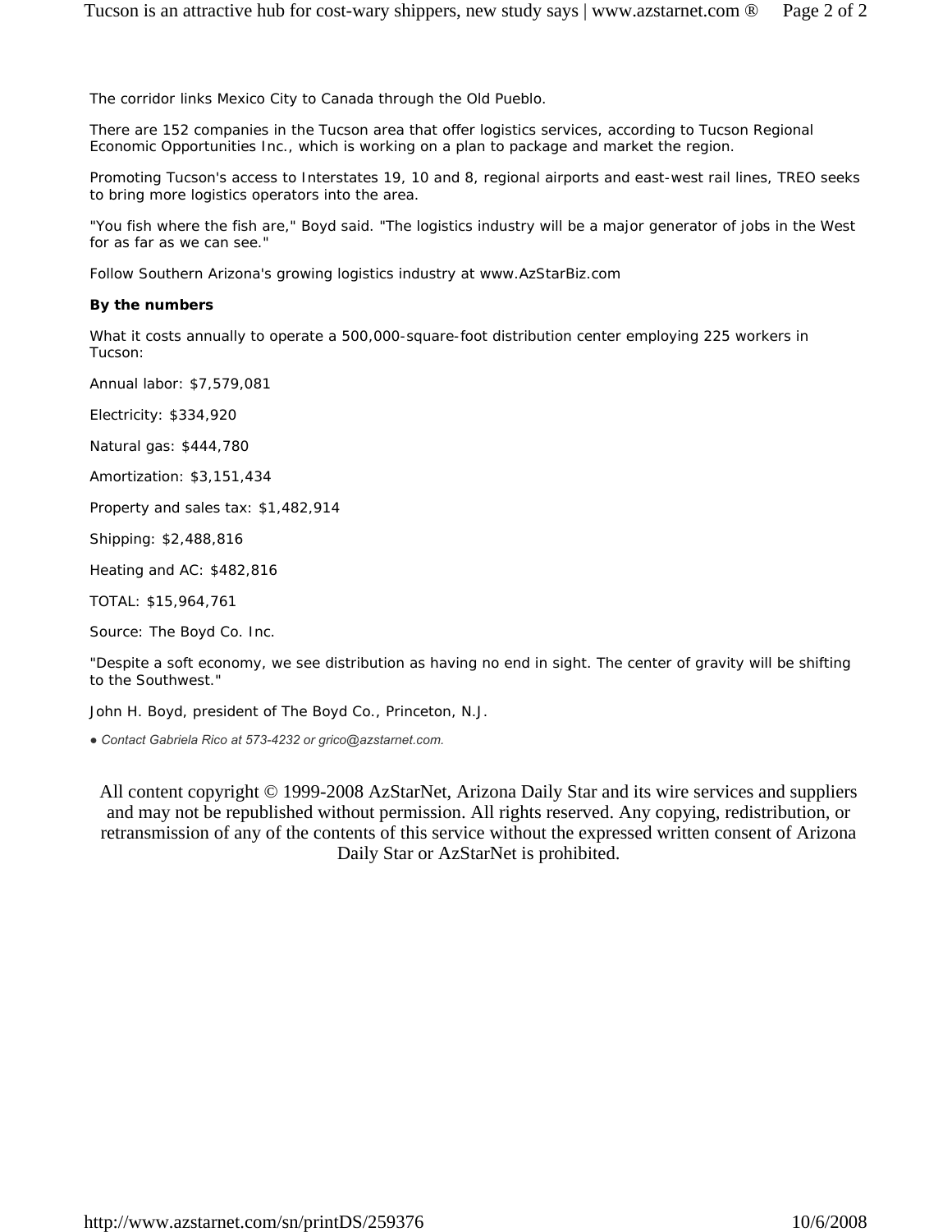The corridor links Mexico City to Canada through the Old Pueblo.

There are 152 companies in the Tucson area that offer logistics services, according to Tucson Regional Economic Opportunities Inc., which is working on a plan to package and market the region.

Promoting Tucson's access to Interstates 19, 10 and 8, regional airports and east-west rail lines, TREO seeks to bring more logistics operators into the area.

"You fish where the fish are," Boyd said. "The logistics industry will be a major generator of jobs in the West for as far as we can see."

Follow Southern Arizona's growing logistics industry at www.AzStarBiz.com

**By the numbers**

What it costs annually to operate a 500,000-square-foot distribution center employing 225 workers in Tucson:

Annual labor: $7,579,081

Electricity: $334,920

Natural gas: $444,780

Amortization: $3,151,434

Property and sales tax: $1,482,914

Shipping: $2,488,816

Heating and AC: $482,816

TOTAL: $15,964,761

Source: The Boyd Co. Inc.

"Despite a soft economy, we see distribution as having no end in sight. The center of gravity will be shifting to the Southwest."

John H. Boyd, president of The Boyd Co., Princeton, N.J.

● *Contact Gabriela Rico at 573-4232 or grico@azstarnet.com.*

All content copyright © 1999-2008 AzStarNet, Arizona Daily Star and its wire services and suppliers and may not be republished without permission. All rights reserved. Any copying, redistribution, or retransmission of any of the contents of this service without the expressed written consent of Arizona Daily Star or AzStarNet is prohibited.